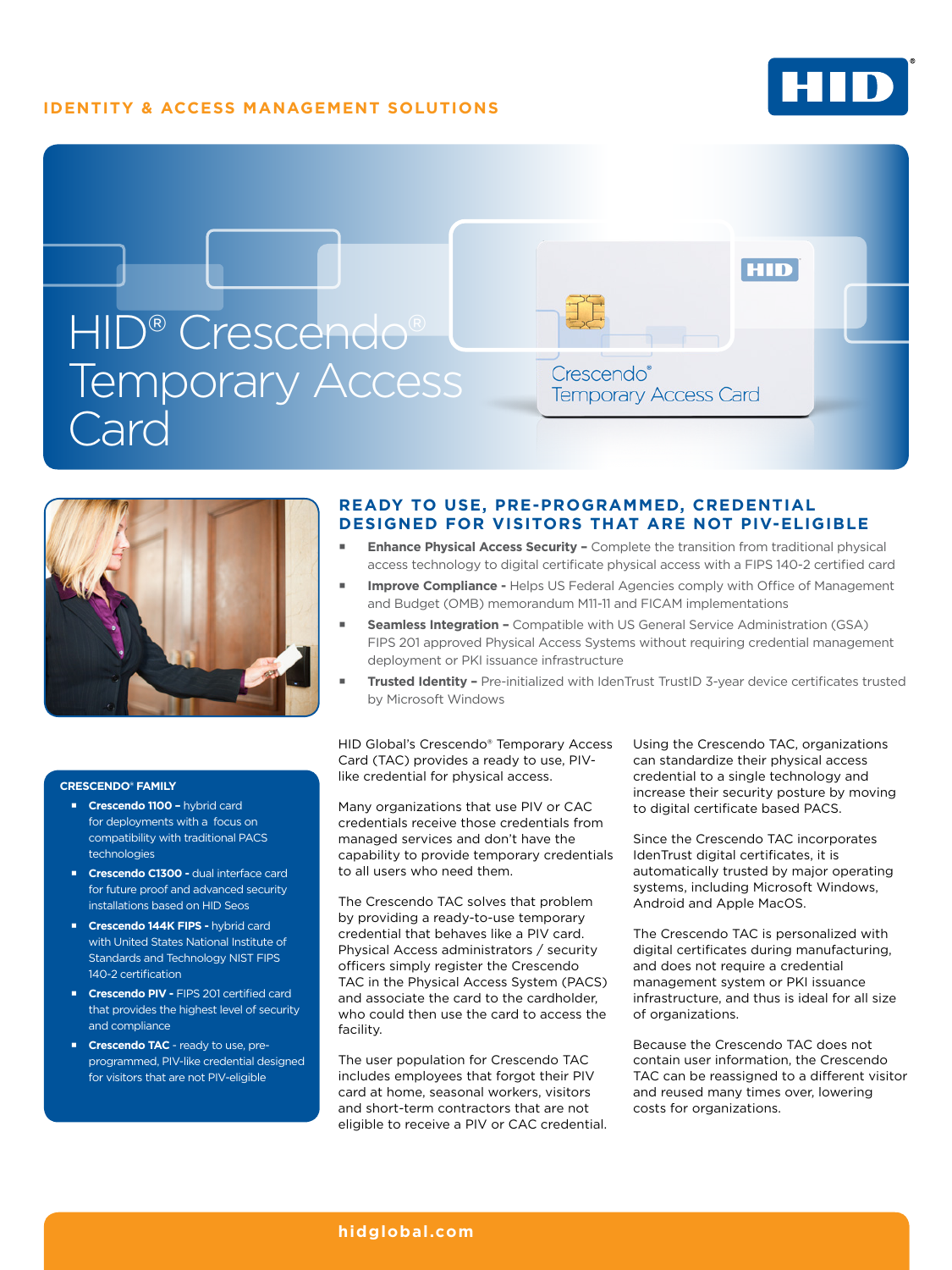IDENTITY & ACCESS MANAGEMENT SOLUTIONS

# HID® Crescendo® Temporary Access Card

## READY TO USE, PRE-PROGRAMMED, CREDENTIAL DESIGNED FOR VISITORS THAT ARE NOT PIV-ELIGIBLE

- **Enhance Physical Access Security –** Complete the transition from traditional physical access technology to digital certificate physical access with a FIPS 140-2 certified card
- **Improve Compliance -** Helps US Federal Agencies comply with Office of Management and Budget (OMB) memorandum M11-11 and FICAM implementations
- **Seamless Integration –** Compatible with US General Service Administration (GSA) FIPS 201 approved Physical Access Systems without requiring credential management deployment or PKI issuance infrastructure
- **Trusted Identity –** Pre-initialized with IdenTrust TrustID 3-year device certificates trusted by Microsoft Windows

HID Global's Crescendo® Temporary Access Card (TAC) provides a ready to use, PIV-like credential for physical access.

Many organizations that use PIV or CAC credentials receive those credentials from managed services and don't have the capability to provide temporary credentials to all users who need them.

The Crescendo TAC solves that problem by providing a ready-to-use temporary credential that behaves like a PIV card. Physical Access administrators / security officers simply register the Crescendo TAC in the Physical Access System (PACS) and associate the card to the cardholder, who could then use the card to access the facility.

The user population for Crescendo TAC includes employees that forgot their PIV card at home, seasonal workers, visitors and short-term contractors that are not eligible to receive a PIV or CAC credential.

Using the Crescendo TAC, organizations can standardize their physical access credential to a single technology and increase their security posture by moving to digital certificate based PACS.

Since the Crescendo TAC incorporates IdenTrust digital certificates, it is automatically trusted by major operating systems, including Microsoft Windows, Android and Apple MacOS.

The Crescendo TAC is personalized with digital certificates during manufacturing, and does not require a credential management system or PKI issuance infrastructure, and thus is ideal for all size of organizations.

Because the Crescendo TAC does not contain user information, the Crescendo TAC can be reassigned to a different visitor and reused many times over, lowering costs for organizations.

### CRESCENDO® FAMILY

- **Crescendo 1100 –** hybrid card for deployments with a focus on compatibility with traditional PACS technologies
- **Crescendo C1300 -** dual interface card for future proof and advanced security installations based on HID Seos
- **Crescendo 144K FIPS -** hybrid card with United States National Institute of Standards and Technology NIST FIPS 140-2 certification
- **Crescendo PIV -** FIPS 201 certified card that provides the highest level of security and compliance
- **Crescendo TAC** - ready to use, pre-programmed, PIV-like credential designed for visitors that are not PIV-eligible

hidglobal.com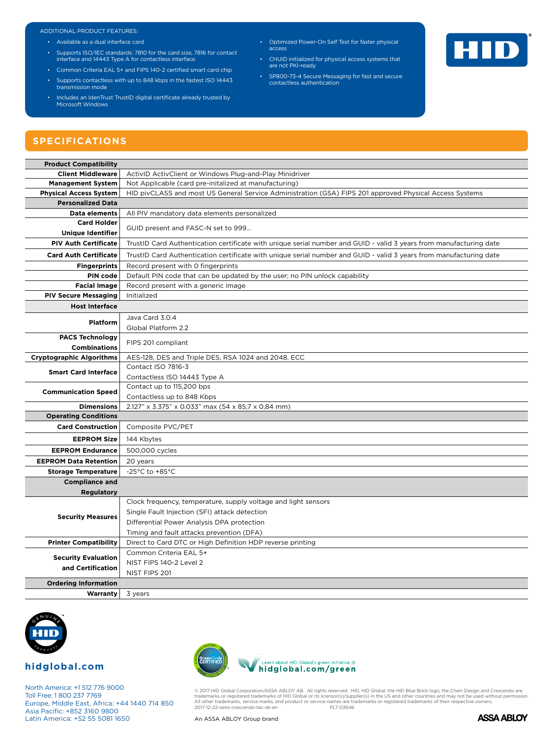ADDITIONAL PRODUCT FEATURES:

- Available as a dual interface card
- Supports ISO/IEC standards: 7810 for the card size, 7816 for contact interface and 14443 Type A for contactless interface
- Common Criteria EAL 5+ and FIPS 140-2 certified smart card chip
- Supports contactless with up to 848 kbps in the fastest ISO 14443 transmission mode
- Includes an IdenTrust TrustID digital certificate already trusted by Microsoft Windows
- Optimized Power-On Self Test for faster physical access
- CHUID initialized for physical access systems that are not PKI-ready
- SP800-73-4 Secure Messaging for fast and secure contactless authentication

## SPECIFICATIONS

| | |
|---|---|
| **Product Compatibility** | |
| **Client Middleware** | ActivID ActivClient or Windows Plug-and-Play Minidriver |
| **Management System** | Not Applicable (card pre-initalized at manufacturing) |
| **Physical Access System** | HID pivCLASS and most US General Service Administration (GSA) FIPS 201 approved Physical Access Systems |
| **Personalized Data** | |
| **Data elements** | All PIV mandatory data elements personalized |
| **Card Holder Unique Identifier** | GUID present and FASC-N set to 999… |
| **PIV Auth Certificate** | TrustID Card Authentication certificate with unique serial number and GUID - valid 3 years from manufacturing date |
| **Card Auth Certificate** | TrustID Card Authentication certificate with unique serial number and GUID - valid 3 years from manufacturing date |
| **Fingerprints** | Record present with 0 fingerprints |
| **PIN code** | Default PIN code that can be updated by the user; no PIN unlock capability |
| **Facial Image** | Record present with a generic image |
| **PIV Secure Messaging** | Initialized |
| **Host Interface** | |
| **Platform** | Java Card 3.0.4<br>Global Platform 2.2 |
| **PACS Technology Combinations** | FIPS 201 compliant |
| **Cryptographic Algorithms** | AES-128, DES and Triple DES, RSA 1024 and 2048, ECC |
| **Smart Card Interface** | Contact ISO 7816-3<br>Contactless ISO 14443 Type A |
| **Communication Speed** | Contact up to 115,200 bps<br>Contactless up to 848 Kbps |
| **Dimensions** | 2.127" x 3.375" x 0.033" max (54 x 85,7 x 0,84 mm) |
| **Operating Conditions** | |
| **Card Construction** | Composite PVC/PET |
| **EEPROM Size** | 144 Kbytes |
| **EEPROM Endurance** | 500,000 cycles |
| **EEPROM Data Retention** | 20 years |
| **Storage Temperature** | -25°C to +85°C |
| **Compliance and Regulatory** | |
| **Security Measures** | Clock frequency, temperature, supply voltage and light sensors<br>Single Fault Injection (SFI) attack detection<br>Differential Power Analysis DPA protection<br>Timing and fault attacks prevention (DFA) |
| **Printer Compatibility** | Direct to Card DTC or High Definition HDP reverse printing |
| **Security Evaluation and Certification** | Common Criteria EAL 5+<br>NIST FIPS 140-2 Level 2<br>NIST FIPS 201 |
| **Ordering Information** | |
| **Warranty** | 3 years |

**hidglobal.com**

North America: +1 512 776 9000
Toll Free: 1 800 237 7769
Europe, Middle East, Africa: +44 1440 714 850
Asia Pacific: +852 3160 9800
Latin America: +52 55 5081 1650

Learn about HID Global's green initiative @ hidglobal.com/green

© 2017 HID Global Corporation/ASSA ABLOY AB. All rights reserved. HID, HID Global, the HID Blue Brick logo, the Chain Design and Crescendo are trademarks or registered trademarks of HID Global or its licensor(s)/supplier(s) in the US and other countries and may not be used without permission. All other trademarks, service marks, and product or service names are trademarks or registered trademarks of their respective owners.
2017-12-22-iams-crescendo-tac-ds-en PLT-03646

An ASSA ABLOY Group brand